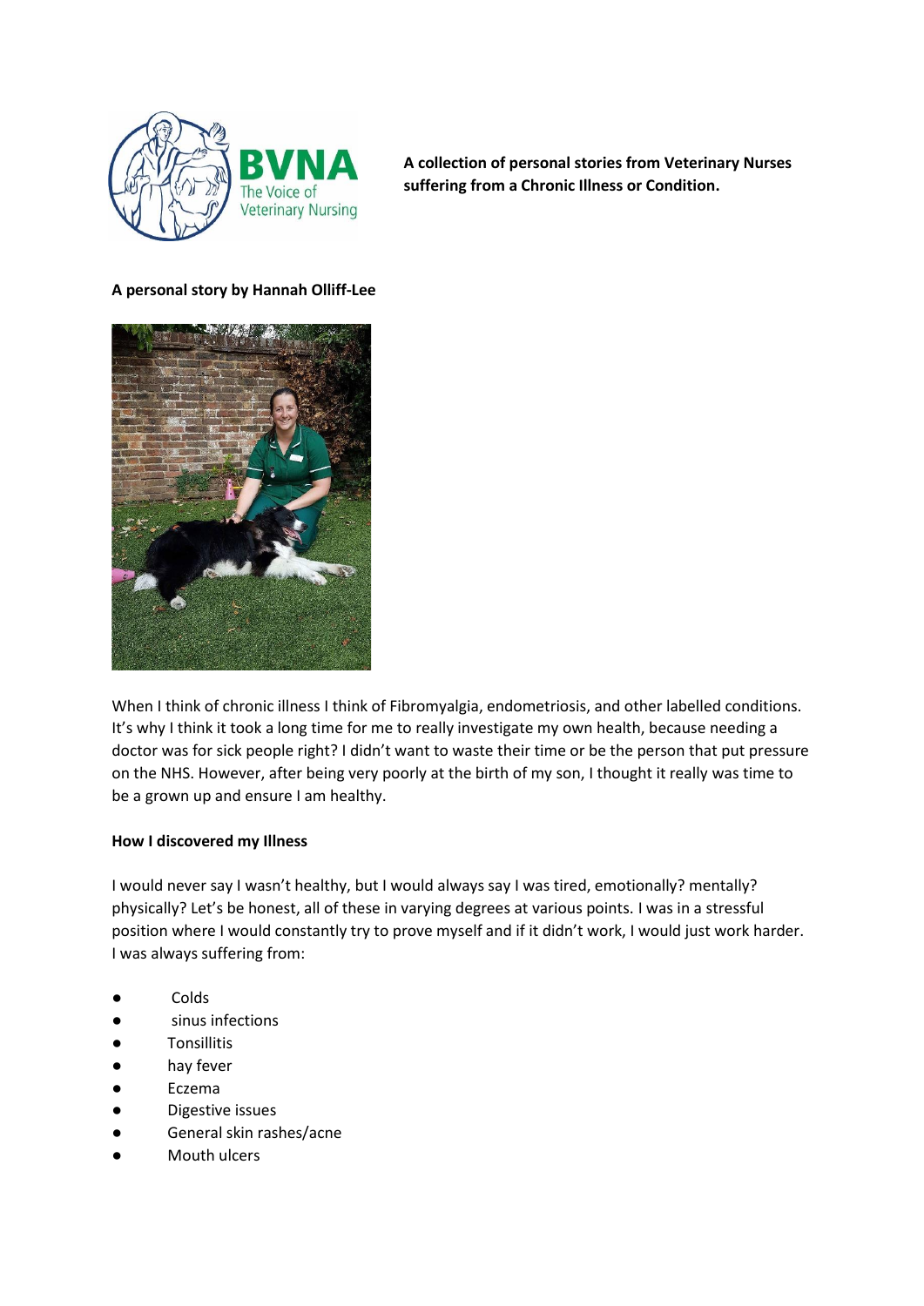A collection of personal stories from Veterinary Nurses suffering from a Chronic Illness or Condition.

**A personal story by Hannah Olliff-Lee**

When I think of chronic illness I think of Fibromyalgia, endometriosis, and other labelled conditions. It's why I think it took a long time for me to really investigate my own health, because needing a doctor was for sick people right? I didn't want to waste their time or be the person that put pressure on the NHS. However, after being very poorly at the birth of my son, I thought it really was time to be a grown up and ensure I am healthy.

**How I discovered my Illness**

I would never say I wasn't healthy, but I would always say I was tired, emotionally? mentally? physically? Let's be honest, all of these in varying degrees at various points. I was in a stressful position where I would constantly try to prove myself and if it didn't work, I would just work harder. I was always suffering from:

- Colds
- sinus infections
- Tonsillitis
- hay fever
- Eczema
- Digestive issues
- General skin rashes/acne
- Mouth ulcers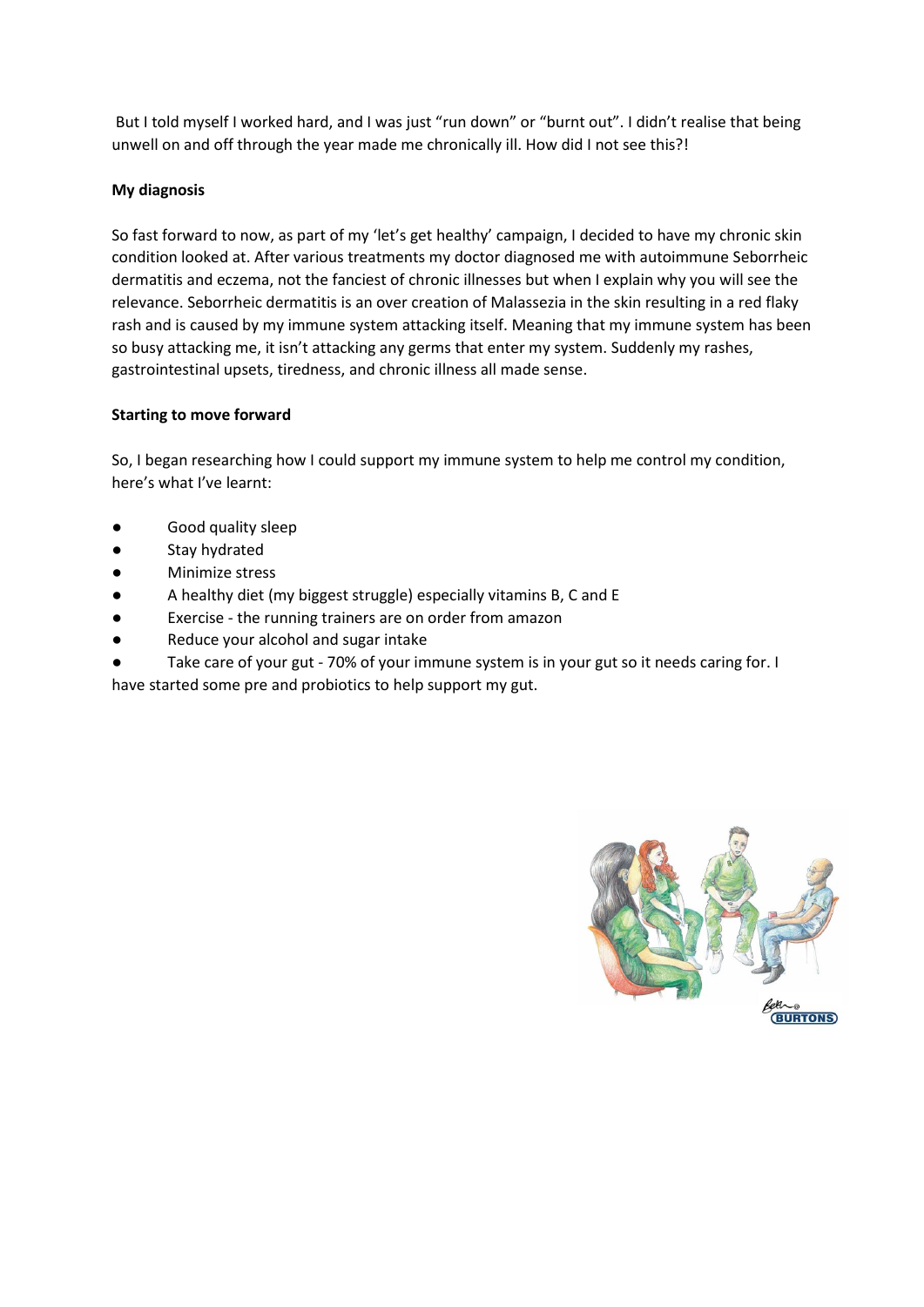But I told myself I worked hard, and I was just "run down" or "burnt out". I didn't realise that being unwell on and off through the year made me chronically ill. How did I not see this?!

**My diagnosis**

So fast forward to now, as part of my 'let's get healthy' campaign, I decided to have my chronic skin condition looked at. After various treatments my doctor diagnosed me with autoimmune Seborrheic dermatitis and eczema, not the fanciest of chronic illnesses but when I explain why you will see the relevance. Seborrheic dermatitis is an over creation of Malassezia in the skin resulting in a red flaky rash and is caused by my immune system attacking itself. Meaning that my immune system has been so busy attacking me, it isn't attacking any germs that enter my system. Suddenly my rashes, gastrointestinal upsets, tiredness, and chronic illness all made sense.

**Starting to move forward**

So, I began researching how I could support my immune system to help me control my condition, here's what I've learnt:

- Good quality sleep
- Stay hydrated
- Minimize stress
- A healthy diet (my biggest struggle) especially vitamins B, C and E
- Exercise - the running trainers are on order from amazon
- Reduce your alcohol and sugar intake
- Take care of your gut - 70% of your immune system is in your gut so it needs caring for. I have started some pre and probiotics to help support my gut.